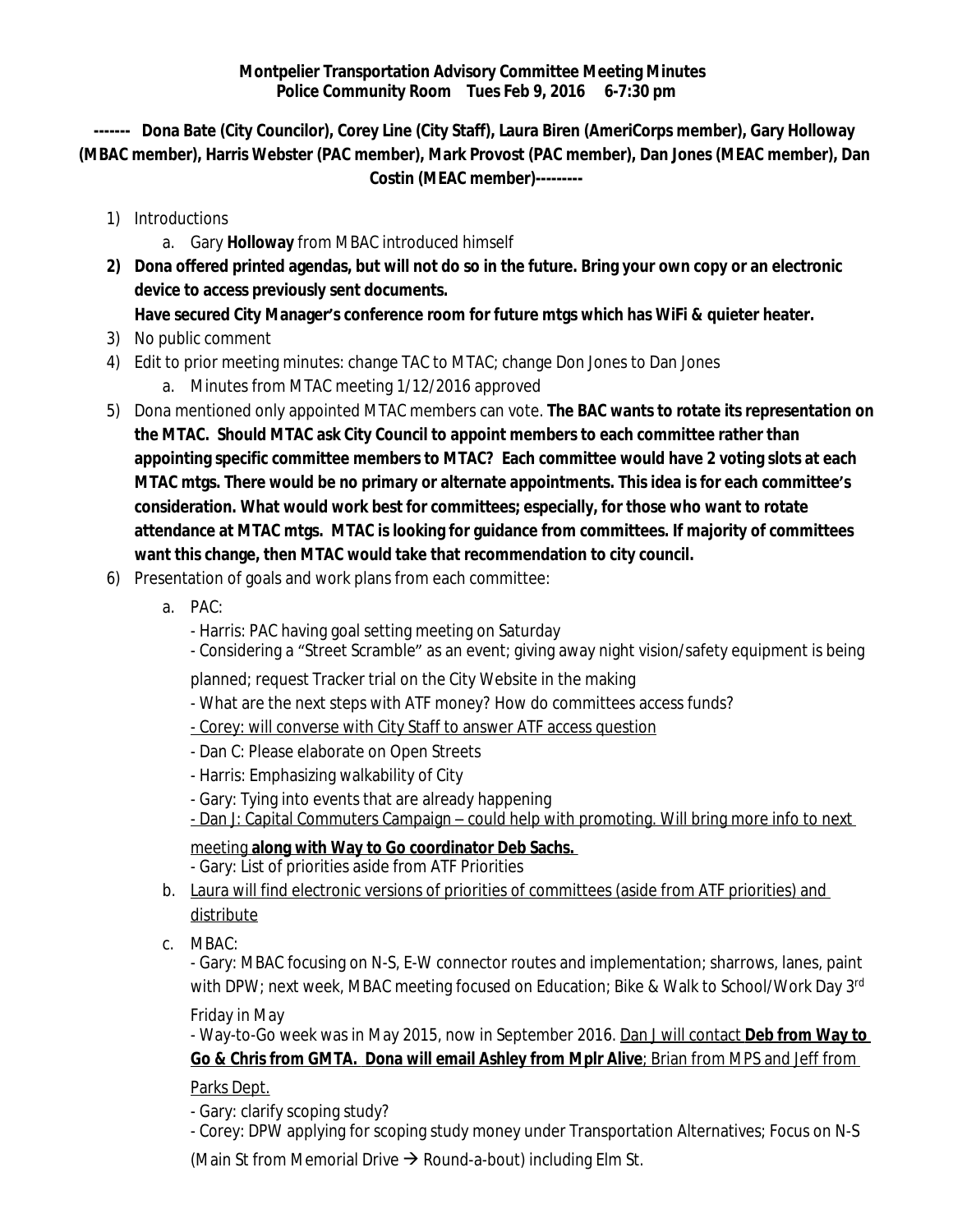**Montpelier Transportation Advisory Committee Meeting Minutes**
**Police Community Room Tues Feb 9, 2016 6-7:30 pm**

**------- Dona Bate (City Councilor), Corey Line (City Staff), Laura Biren (AmeriCorps member), Gary Holloway (MBAC member), Harris Webster (PAC member), Mark Provost (PAC member), Dan Jones (MEAC member), Dan Costin (MEAC member)---------**

1) Introductions
   a. Gary **Holloway** from MBAC introduced himself
2) **Dona offered printed agendas, but will not do so in the future. Bring your own copy or an electronic device to access previously sent documents.**
   **Have secured City Manager's conference room for future mtgs which has WiFi & quieter heater.**
3) No public comment
4) Edit to prior meeting minutes: change TAC to MTAC; change Don Jones to Dan Jones
   a. Minutes from MTAC meeting 1/12/2016 approved
5) Dona mentioned only appointed MTAC members can vote. **The BAC wants to rotate its representation on the MTAC. Should MTAC ask City Council to appoint members to each committee rather than appointing specific committee members to MTAC? Each committee would have 2 voting slots at each MTAC mtgs. There would be no primary or alternate appointments. This idea is for each committee's consideration. What would work best for committees; especially, for those who want to rotate attendance at MTAC mtgs. MTAC is looking for guidance from committees. If majority of committees want this change, then MTAC would take that recommendation to city council.**
6) Presentation of goals and work plans from each committee:
   a. PAC:
      - Harris: PAC having goal setting meeting on Saturday
      - Considering a "Street Scramble" as an event; giving away night vision/safety equipment is being planned; request Tracker trial on the City Website in the making
      - What are the next steps with ATF money? How do committees access funds?
      - <u>Corey: will converse with City Staff to answer ATF access question</u>
      - Dan C: Please elaborate on Open Streets
      - Harris: Emphasizing walkability of City
      - Gary: Tying into events that are already happening
      - <u>Dan J: Capital Commuters Campaign – could help with promoting. Will bring more info to next meeting **along with Way to Go coordinator Deb Sachs.**</u>
      - Gary: List of priorities aside from ATF Priorities
   b. <u>Laura will find electronic versions of priorities of committees (aside from ATF priorities) and distribute</u>
   c. MBAC:
      - Gary: MBAC focusing on N-S, E-W connector routes and implementation; sharrows, lanes, paint with DPW; next week, MBAC meeting focused on Education; Bike & Walk to School/Work Day 3rd Friday in May
      - Way-to-Go week was in May 2015, now in September 2016. <u>Dan J will contact **Deb from Way to Go & Chris from GMTA. Dona will email Ashley from Mplr Alive**; Brian from MPS and Jeff from Parks Dept.</u>
      - Gary: clarify scoping study?
      - Corey: DPW applying for scoping study money under Transportation Alternatives; Focus on N-S (Main St from Memorial Drive → Round-a-bout) including Elm St.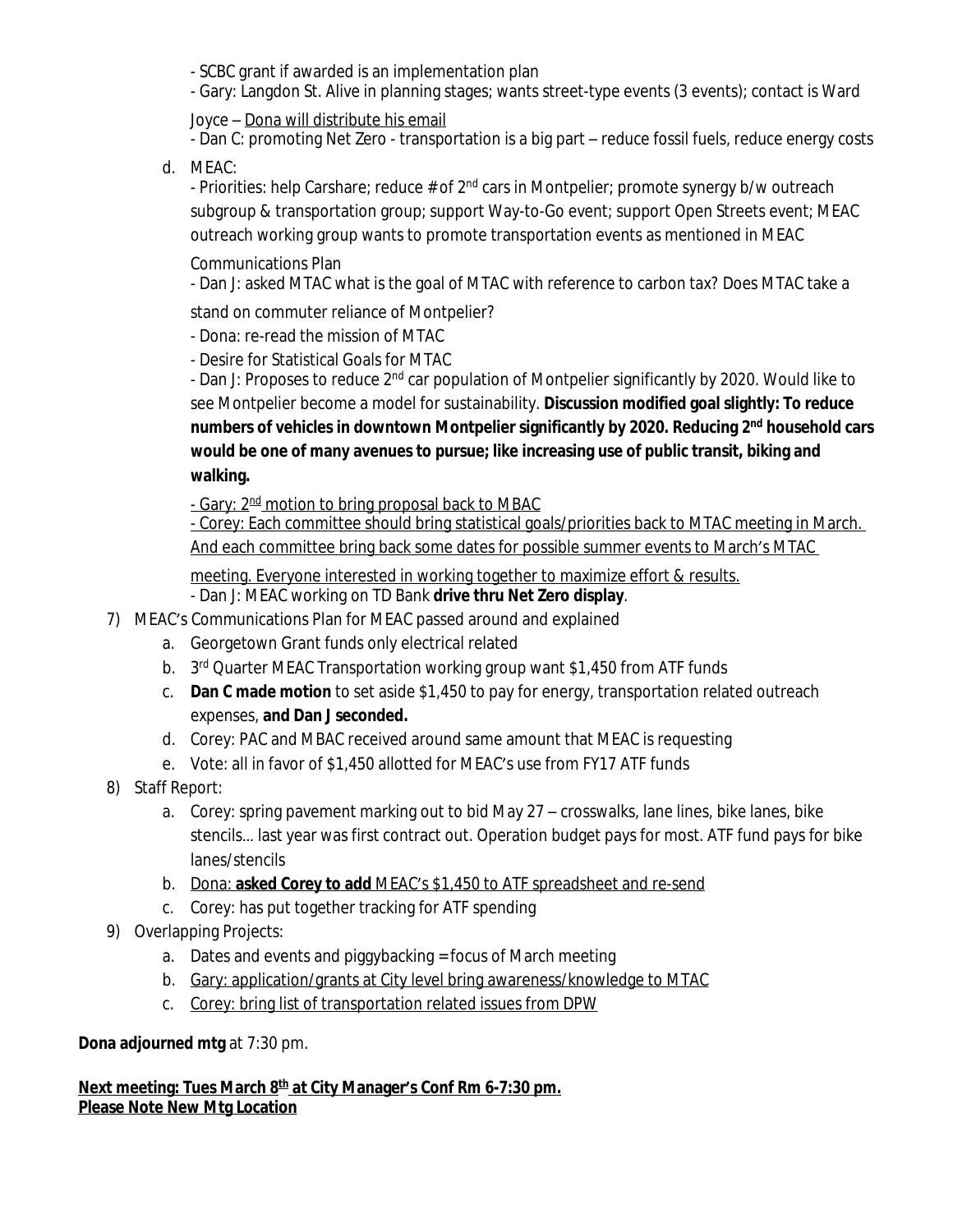- SCBC grant if awarded is an implementation plan
- Gary: Langdon St. Alive in planning stages; wants street-type events (3 events); contact is Ward Joyce – Dona will distribute his email
- Dan C: promoting Net Zero - transportation is a big part – reduce fossil fuels, reduce energy costs

d. MEAC:

- Priorities: help Carshare; reduce # of 2nd cars in Montpelier; promote synergy b/w outreach subgroup & transportation group; support Way-to-Go event; support Open Streets event; MEAC outreach working group wants to promote transportation events as mentioned in MEAC Communications Plan
- Dan J: asked MTAC what is the goal of MTAC with reference to carbon tax? Does MTAC take a stand on commuter reliance of Montpelier?
- Dona: re-read the mission of MTAC
- Desire for Statistical Goals for MTAC
- Dan J: Proposes to reduce 2nd car population of Montpelier significantly by 2020. Would like to see Montpelier become a model for sustainability. **Discussion modified goal slightly: To reduce numbers of vehicles in downtown Montpelier significantly by 2020. Reducing 2nd household cars would be one of many avenues to pursue; like increasing use of public transit, biking and walking.**
- Gary: 2nd motion to bring proposal back to MBAC
- Corey: Each committee should bring statistical goals/priorities back to MTAC meeting in March. And each committee bring back some dates for possible summer events to March's MTAC meeting. Everyone interested in working together to maximize effort & results.
- Dan J: MEAC working on TD Bank **drive thru Net Zero display**.

7) MEAC's Communications Plan for MEAC passed around and explained
   a. Georgetown Grant funds only electrical related
   b. 3rd Quarter MEAC Transportation working group want $1,450 from ATF funds
   c. **Dan C made motion** to set aside $1,450 to pay for energy, transportation related outreach expenses, **and Dan J seconded.**
   d. Corey: PAC and MBAC received around same amount that MEAC is requesting
   e. Vote: all in favor of $1,450 allotted for MEAC's use from FY17 ATF funds
8) Staff Report:
   a. Corey: spring pavement marking out to bid May 27 – crosswalks, lane lines, bike lanes, bike stencils… last year was first contract out. Operation budget pays for most. ATF fund pays for bike lanes/stencils
   b. Dona: **asked Corey to add** MEAC's $1,450 to ATF spreadsheet and re-send
   c. Corey: has put together tracking for ATF spending
9) Overlapping Projects:
   a. Dates and events and piggybacking = focus of March meeting
   b. Gary: application/grants at City level bring awareness/knowledge to MTAC
   c. Corey: bring list of transportation related issues from DPW

**Dona adjourned mtg** at 7:30 pm.

**Next meeting: Tues March 8th at City Manager's Conf Rm 6-7:30 pm.**
**Please Note New Mtg Location**